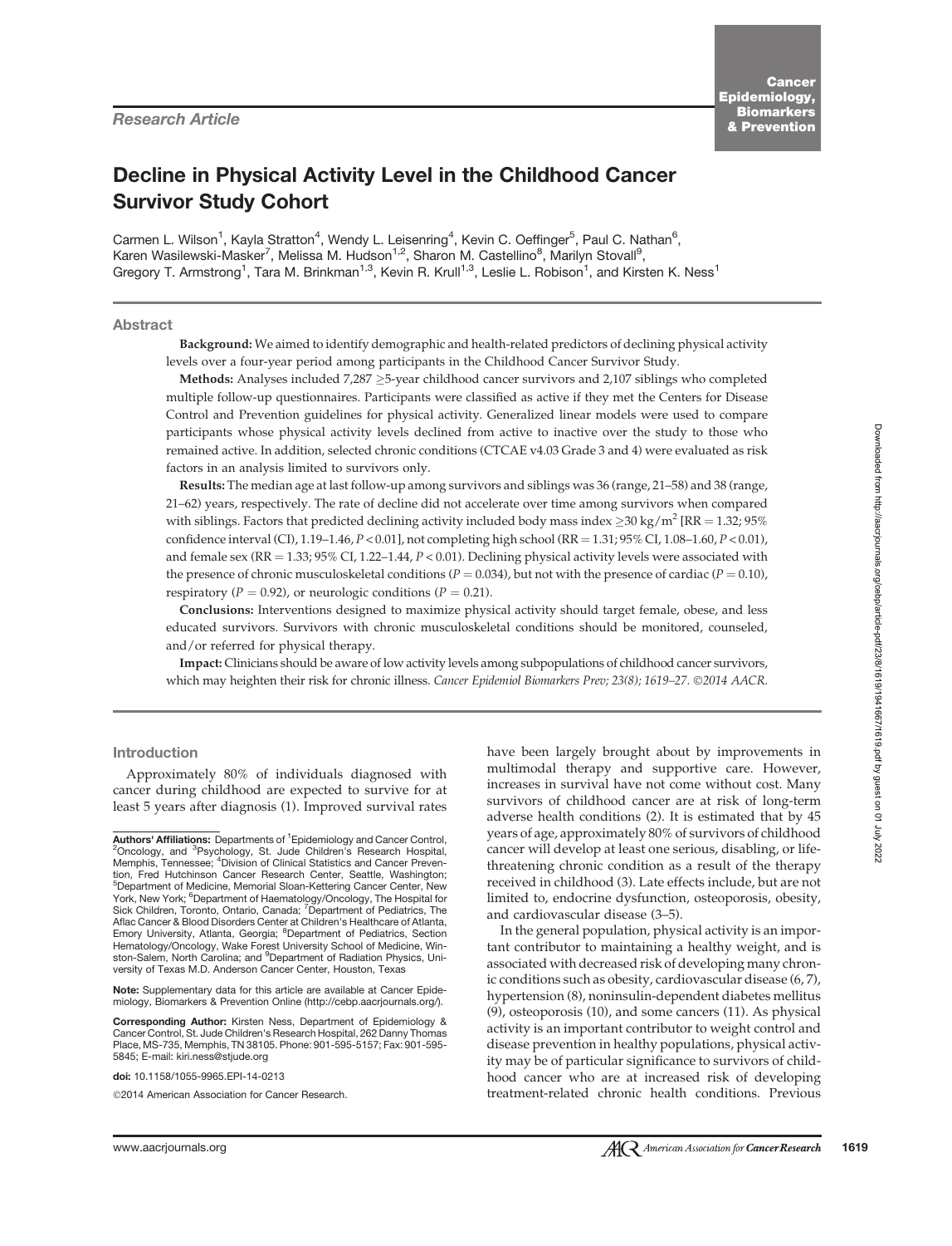Research Article

# Decline in Physical Activity Level in the Childhood Cancer Survivor Study Cohort

Carmen L. Wilson[1], Kayla Stratton[4], Wendy L. Leisenring[4], Kevin C. Oeffinger[5], Paul C. Nathan[6], Karen Wasilewski-Masker[7], Melissa M. Hudson[1,2], Sharon M. Castellino[8], Marilyn Stovall[9], Gregory T. Armstrong[1], Tara M. Brinkman[1,3], Kevin R. Krull[1,3], Leslie L. Robison[1], and Kirsten K. Ness[1]

## Abstract

**Background:** We aimed to identify demographic and health-related predictors of declining physical activity levels over a four-year period among participants in the Childhood Cancer Survivor Study.

**Methods:** Analyses included 7,287 ≥5-year childhood cancer survivors and 2,107 siblings who completed multiple follow-up questionnaires. Participants were classified as active if they met the Centers for Disease Control and Prevention guidelines for physical activity. Generalized linear models were used to compare participants whose physical activity levels declined from active to inactive over the study to those who remained active. In addition, selected chronic conditions (CTCAE v4.03 Grade 3 and 4) were evaluated as risk factors in an analysis limited to survivors only.

**Results:** The median age at last follow-up among survivors and siblings was 36 (range, 21–58) and 38 (range, 21–62) years, respectively. The rate of decline did not accelerate over time among survivors when compared with siblings. Factors that predicted declining activity included body mass index $\geq 30$ kg/m$^2$ [RR = 1.32; 95% confidence interval (CI), 1.19–1.46, $P < 0.01$], not completing high school (RR = 1.31; 95% CI, 1.08–1.60, $P < 0.01$), and female sex (RR = 1.33; 95% CI, 1.22–1.44, $P < 0.01$). Declining physical activity levels were associated with the presence of chronic musculoskeletal conditions ($P = 0.034$), but not with the presence of cardiac ($P = 0.10$), respiratory ($P = 0.92$), or neurologic conditions ($P = 0.21$).

**Conclusions:** Interventions designed to maximize physical activity should target female, obese, and less educated survivors. Survivors with chronic musculoskeletal conditions should be monitored, counseled, and/or referred for physical therapy.

**Impact:** Clinicians should be aware of low activity levels among subpopulations of childhood cancer survivors, which may heighten their risk for chronic illness. *Cancer Epidemiol Biomarkers Prev; 23(8); 1619–27. ©2014 AACR.*

## Introduction

Approximately 80% of individuals diagnosed with cancer during childhood are expected to survive for at least 5 years after diagnosis (1). Improved survival rates have been largely brought about by improvements in multimodal therapy and supportive care. However, increases in survival have not come without cost. Many survivors of childhood cancer are at risk of long-term adverse health conditions (2). It is estimated that by 45 years of age, approximately 80% of survivors of childhood cancer will develop at least one serious, disabling, or life-threatening chronic condition as a result of the therapy received in childhood (3). Late effects include, but are not limited to, endocrine dysfunction, osteoporosis, obesity, and cardiovascular disease (3–5).

In the general population, physical activity is an important contributor to maintaining a healthy weight, and is associated with decreased risk of developing many chronic conditions such as obesity, cardiovascular disease (6, 7), hypertension (8), noninsulin-dependent diabetes mellitus (9), osteoporosis (10), and some cancers (11). As physical activity is an important contributor to weight control and disease prevention in healthy populations, physical activity may be of particular significance to survivors of childhood cancer who are at increased risk of developing treatment-related chronic health conditions. Previous

**Authors' Affiliations:** Departments of [1]Epidemiology and Cancer Control, [2]Oncology, and [3]Psychology, St. Jude Children's Research Hospital, Memphis, Tennessee; [4]Division of Clinical Statistics and Cancer Prevention, Fred Hutchinson Cancer Research Center, Seattle, Washington; [5]Department of Medicine, Memorial Sloan-Kettering Cancer Center, New York, New York; [6]Department of Haematology/Oncology, The Hospital for Sick Children, Toronto, Ontario, Canada; [7]Department of Pediatrics, The Aflac Cancer & Blood Disorders Center at Children's Healthcare of Atlanta, Emory University, Atlanta, Georgia; [8]Department of Pediatrics, Section Hematology/Oncology, Wake Forest University School of Medicine, Winston-Salem, North Carolina; and [9]Department of Radiation Physics, University of Texas M.D. Anderson Cancer Center, Houston, Texas

**Note:** Supplementary data for this article are available at Cancer Epidemiology, Biomarkers & Prevention Online (http://cebp.aacrjournals.org/).

**Corresponding Author:** Kirsten Ness, Department of Epidemiology & Cancer Control, St. Jude Children's Research Hospital, 262 Danny Thomas Place, MS-735, Memphis, TN 38105. Phone: 901-595-5157; Fax: 901-595-5845; E-mail: kiri.ness@stjude.org

**doi:** 10.1158/1055-9965.EPI-14-0213

©2014 American Association for Cancer Research.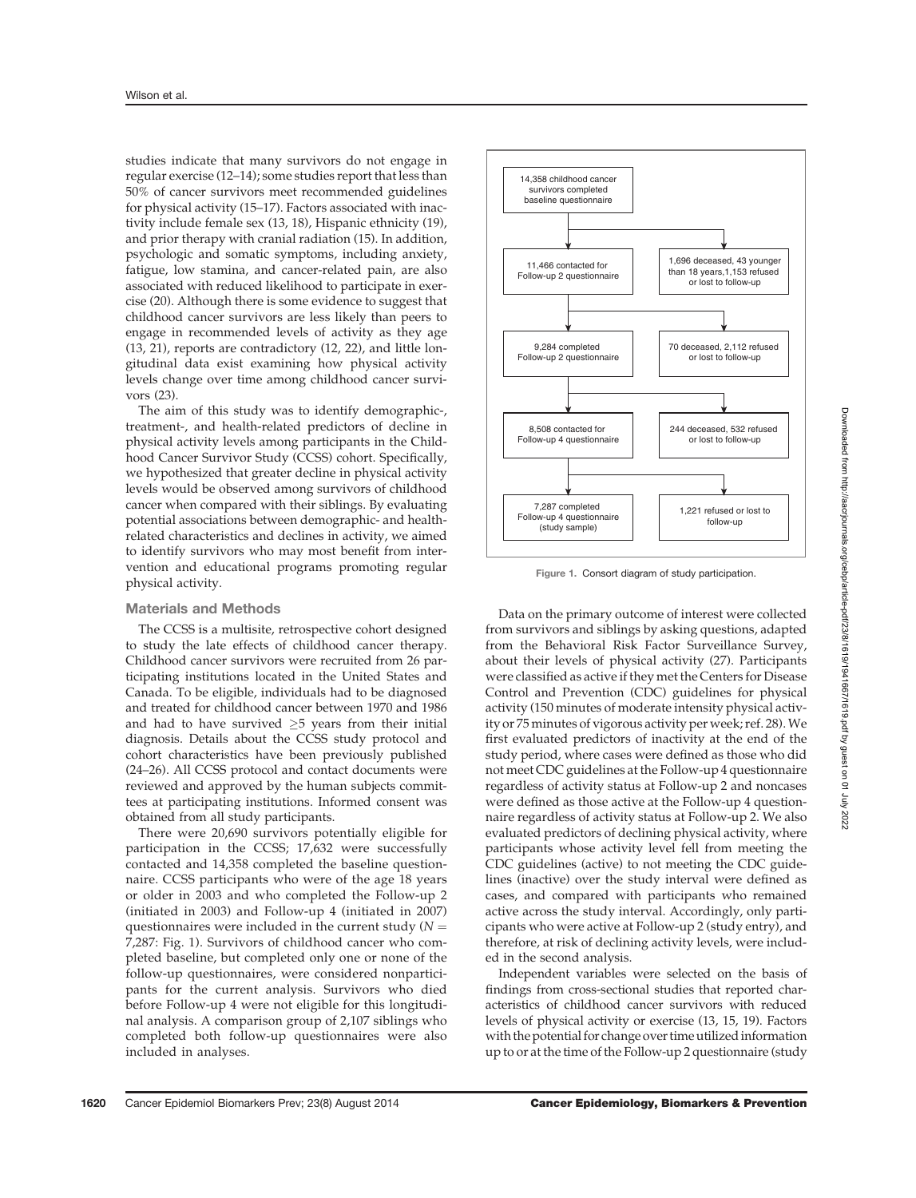studies indicate that many survivors do not engage in regular exercise (12–14); some studies report that less than 50% of cancer survivors meet recommended guidelines for physical activity (15–17). Factors associated with inactivity include female sex (13, 18), Hispanic ethnicity (19), and prior therapy with cranial radiation (15). In addition, psychologic and somatic symptoms, including anxiety, fatigue, low stamina, and cancer-related pain, are also associated with reduced likelihood to participate in exercise (20). Although there is some evidence to suggest that childhood cancer survivors are less likely than peers to engage in recommended levels of activity as they age (13, 21), reports are contradictory (12, 22), and little longitudinal data exist examining how physical activity levels change over time among childhood cancer survivors (23).

The aim of this study was to identify demographic-, treatment-, and health-related predictors of decline in physical activity levels among participants in the Childhood Cancer Survivor Study (CCSS) cohort. Specifically, we hypothesized that greater decline in physical activity levels would be observed among survivors of childhood cancer when compared with their siblings. By evaluating potential associations between demographic- and health-related characteristics and declines in activity, we aimed to identify survivors who may most benefit from intervention and educational programs promoting regular physical activity.

## Materials and Methods

The CCSS is a multisite, retrospective cohort designed to study the late effects of childhood cancer therapy. Childhood cancer survivors were recruited from 26 participating institutions located in the United States and Canada. To be eligible, individuals had to be diagnosed and treated for childhood cancer between 1970 and 1986 and had to have survived ≥5 years from their initial diagnosis. Details about the CCSS study protocol and cohort characteristics have been previously published (24–26). All CCSS protocol and contact documents were reviewed and approved by the human subjects committees at participating institutions. Informed consent was obtained from all study participants.

There were 20,690 survivors potentially eligible for participation in the CCSS; 17,632 were successfully contacted and 14,358 completed the baseline questionnaire. CCSS participants who were of the age 18 years or older in 2003 and who completed the Follow-up 2 (initiated in 2003) and Follow-up 4 (initiated in 2007) questionnaires were included in the current study ($N$ = 7,287: Fig. 1). Survivors of childhood cancer who completed baseline, but completed only one or none of the follow-up questionnaires, were considered nonparticipants for the current analysis. Survivors who died before Follow-up 4 were not eligible for this longitudinal analysis. A comparison group of 2,107 siblings who completed both follow-up questionnaires were also included in analyses.

- 14,358 childhood cancer survivors completed baseline questionnaire
  - 1,696 deceased, 43 younger than 18 years, 1,153 refused or lost to follow-up
- 11,466 contacted for Follow-up 2 questionnaire
  - 70 deceased, 2,112 refused or lost to follow-up
- 9,284 completed Follow-up 2 questionnaire
  - 244 deceased, 532 refused or lost to follow-up
- 8,508 contacted for Follow-up 4 questionnaire
  - 1,221 refused or lost to follow-up
- 7,287 completed Follow-up 4 questionnaire (study sample)

Figure 1. Consort diagram of study participation.

Data on the primary outcome of interest were collected from survivors and siblings by asking questions, adapted from the Behavioral Risk Factor Surveillance Survey, about their levels of physical activity (27). Participants were classified as active if they met the Centers for Disease Control and Prevention (CDC) guidelines for physical activity (150 minutes of moderate intensity physical activity or 75 minutes of vigorous activity per week; ref. 28). We first evaluated predictors of inactivity at the end of the study period, where cases were defined as those who did not meet CDC guidelines at the Follow-up 4 questionnaire regardless of activity status at Follow-up 2 and noncases were defined as those active at the Follow-up 4 questionnaire regardless of activity status at Follow-up 2. We also evaluated predictors of declining physical activity, where participants whose activity level fell from meeting the CDC guidelines (active) to not meeting the CDC guidelines (inactive) over the study interval were defined as cases, and compared with participants who remained active across the study interval. Accordingly, only participants who were active at Follow-up 2 (study entry), and therefore, at risk of declining activity levels, were included in the second analysis.

Independent variables were selected on the basis of findings from cross-sectional studies that reported characteristics of childhood cancer survivors with reduced levels of physical activity or exercise (13, 15, 19). Factors with the potential for change over time utilized information up to or at the time of the Follow-up 2 questionnaire (study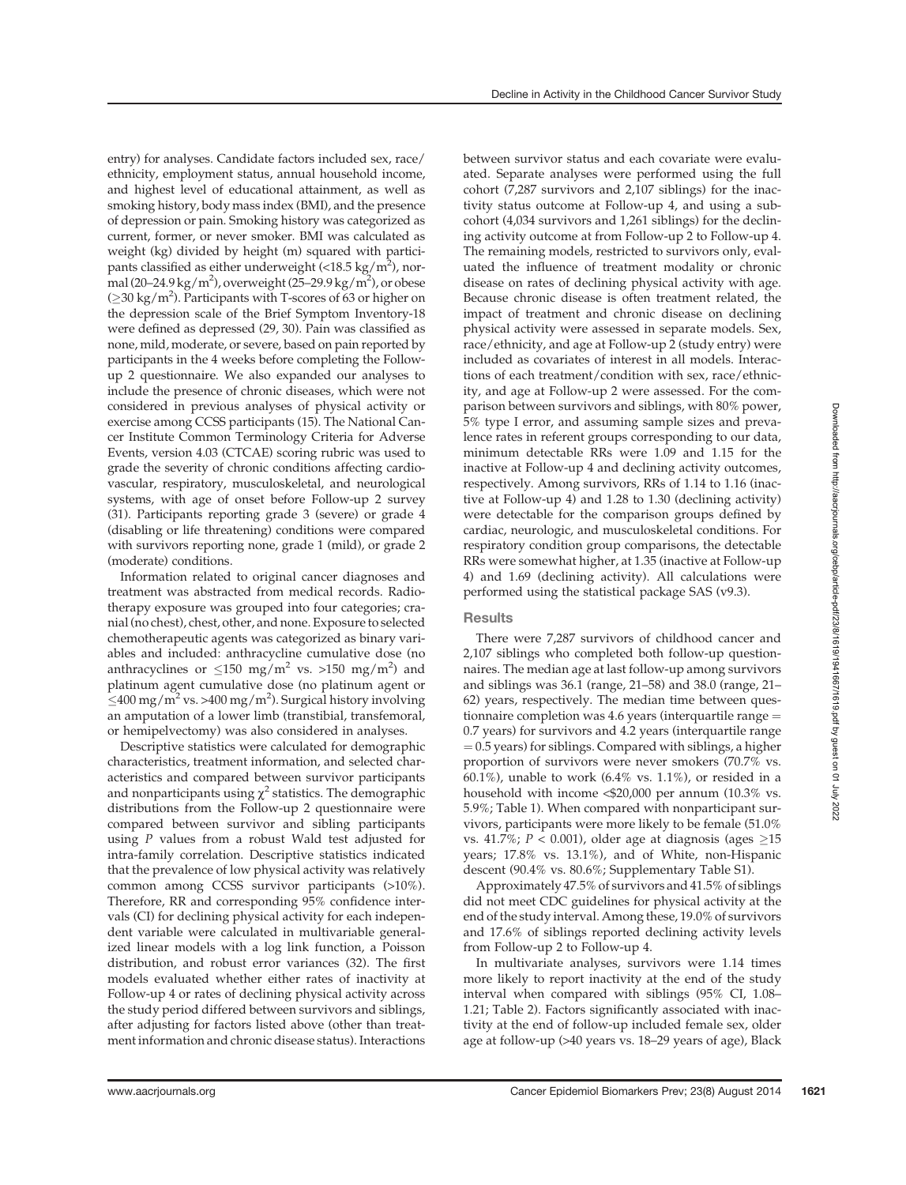entry) for analyses. Candidate factors included sex, race/ethnicity, employment status, annual household income, and highest level of educational attainment, as well as smoking history, body mass index (BMI), and the presence of depression or pain. Smoking history was categorized as current, former, or never smoker. BMI was calculated as weight (kg) divided by height (m) squared with participants classified as either underweight (<18.5 kg/m$^2$), normal (20–24.9 kg/m$^2$), overweight (25–29.9 kg/m$^2$), or obese ($\geq$30 kg/m$^2$). Participants with T-scores of 63 or higher on the depression scale of the Brief Symptom Inventory-18 were defined as depressed (29, 30). Pain was classified as none, mild, moderate, or severe, based on pain reported by participants in the 4 weeks before completing the Follow-up 2 questionnaire. We also expanded our analyses to include the presence of chronic diseases, which were not considered in previous analyses of physical activity or exercise among CCSS participants (15). The National Cancer Institute Common Terminology Criteria for Adverse Events, version 4.03 (CTCAE) scoring rubric was used to grade the severity of chronic conditions affecting cardiovascular, respiratory, musculoskeletal, and neurological systems, with age of onset before Follow-up 2 survey (31). Participants reporting grade 3 (severe) or grade 4 (disabling or life threatening) conditions were compared with survivors reporting none, grade 1 (mild), or grade 2 (moderate) conditions.

Information related to original cancer diagnoses and treatment was abstracted from medical records. Radiotherapy exposure was grouped into four categories; cranial (no chest), chest, other, and none. Exposure to selected chemotherapeutic agents was categorized as binary variables and included: anthracycline cumulative dose (no anthracyclines or $\leq$150 mg/m$^2$ vs. >150 mg/m$^2$) and platinum agent cumulative dose (no platinum agent or $\leq$400 mg/m$^2$ vs. >400 mg/m$^2$). Surgical history involving an amputation of a lower limb (transtibial, transfemoral, or hemipelvectomy) was also considered in analyses.

Descriptive statistics were calculated for demographic characteristics, treatment information, and selected characteristics and compared between survivor participants and nonparticipants using $\chi^2$ statistics. The demographic distributions from the Follow-up 2 questionnaire were compared between survivor and sibling participants using $P$ values from a robust Wald test adjusted for intra-family correlation. Descriptive statistics indicated that the prevalence of low physical activity was relatively common among CCSS survivor participants (>10%). Therefore, RR and corresponding 95% confidence intervals (CI) for declining physical activity for each independent variable were calculated in multivariable generalized linear models with a log link function, a Poisson distribution, and robust error variances (32). The first models evaluated whether either rates of inactivity at Follow-up 4 or rates of declining physical activity across the study period differed between survivors and siblings, after adjusting for factors listed above (other than treatment information and chronic disease status). Interactions between survivor status and each covariate were evaluated. Separate analyses were performed using the full cohort (7,287 survivors and 2,107 siblings) for the inactivity status outcome at Follow-up 4, and using a subcohort (4,034 survivors and 1,261 siblings) for the declining activity outcome at from Follow-up 2 to Follow-up 4. The remaining models, restricted to survivors only, evaluated the influence of treatment modality or chronic disease on rates of declining physical activity with age. Because chronic disease is often treatment related, the impact of treatment and chronic disease on declining physical activity were assessed in separate models. Sex, race/ethnicity, and age at Follow-up 2 (study entry) were included as covariates of interest in all models. Interactions of each treatment/condition with sex, race/ethnicity, and age at Follow-up 2 were assessed. For the comparison between survivors and siblings, with 80% power, 5% type I error, and assuming sample sizes and prevalence rates in referent groups corresponding to our data, minimum detectable RRs were 1.09 and 1.15 for the inactive at Follow-up 4 and declining activity outcomes, respectively. Among survivors, RRs of 1.14 to 1.16 (inactive at Follow-up 4) and 1.28 to 1.30 (declining activity) were detectable for the comparison groups defined by cardiac, neurologic, and musculoskeletal conditions. For respiratory condition group comparisons, the detectable RRs were somewhat higher, at 1.35 (inactive at Follow-up 4) and 1.69 (declining activity). All calculations were performed using the statistical package SAS (v9.3).

## Results

There were 7,287 survivors of childhood cancer and 2,107 siblings who completed both follow-up questionnaires. The median age at last follow-up among survivors and siblings was 36.1 (range, 21–58) and 38.0 (range, 21–62) years, respectively. The median time between questionnaire completion was 4.6 years (interquartile range = 0.7 years) for survivors and 4.2 years (interquartile range = 0.5 years) for siblings. Compared with siblings, a higher proportion of survivors were never smokers (70.7% vs. 60.1%), unable to work (6.4% vs. 1.1%), or resided in a household with income <$20,000 per annum (10.3% vs. 5.9%; Table 1). When compared with nonparticipant survivors, participants were more likely to be female (51.0% vs. 41.7%; $P$ < 0.001), older age at diagnosis (ages $\geq$15 years; 17.8% vs. 13.1%), and of White, non-Hispanic descent (90.4% vs. 80.6%; Supplementary Table S1).

Approximately 47.5% of survivors and 41.5% of siblings did not meet CDC guidelines for physical activity at the end of the study interval. Among these, 19.0% of survivors and 17.6% of siblings reported declining activity levels from Follow-up 2 to Follow-up 4.

In multivariate analyses, survivors were 1.14 times more likely to report inactivity at the end of the study interval when compared with siblings (95% CI, 1.08–1.21; Table 2). Factors significantly associated with inactivity at the end of follow-up included female sex, older age at follow-up (>40 years vs. 18–29 years of age), Black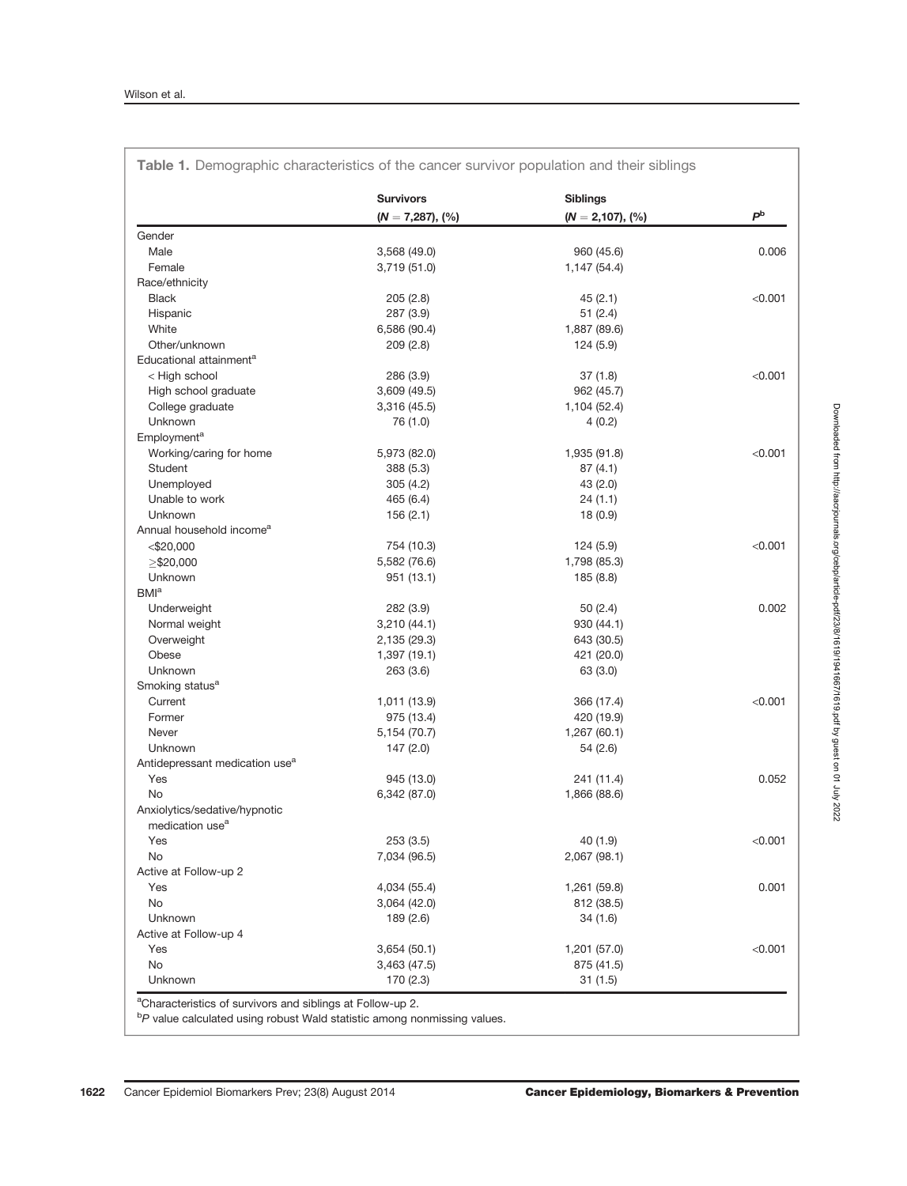**Table 1.** Demographic characteristics of the cancer survivor population and their siblings

| | Survivors ($N = 7{,}287$), (%) | Siblings ($N = 2{,}107$), (%) | $P$[b] |
|---|---|---|---|
| Gender | | | |
| Male | 3,568 (49.0) | 960 (45.6) | 0.006 |
| Female | 3,719 (51.0) | 1,147 (54.4) | |
| Race/ethnicity | | | |
| Black | 205 (2.8) | 45 (2.1) | <0.001 |
| Hispanic | 287 (3.9) | 51 (2.4) | |
| White | 6,586 (90.4) | 1,887 (89.6) | |
| Other/unknown | 209 (2.8) | 124 (5.9) | |
| Educational attainment[a] | | | |
| < High school | 286 (3.9) | 37 (1.8) | <0.001 |
| High school graduate | 3,609 (49.5) | 962 (45.7) | |
| College graduate | 3,316 (45.5) | 1,104 (52.4) | |
| Unknown | 76 (1.0) | 4 (0.2) | |
| Employment[a] | | | |
| Working/caring for home | 5,973 (82.0) | 1,935 (91.8) | <0.001 |
| Student | 388 (5.3) | 87 (4.1) | |
| Unemployed | 305 (4.2) | 43 (2.0) | |
| Unable to work | 465 (6.4) | 24 (1.1) | |
| Unknown | 156 (2.1) | 18 (0.9) | |
| Annual household income[a] | | | |
| <$20,000 | 754 (10.3) | 124 (5.9) | <0.001 |
| ≥$20,000 | 5,582 (76.6) | 1,798 (85.3) | |
| Unknown | 951 (13.1) | 185 (8.8) | |
| BMI[a] | | | |
| Underweight | 282 (3.9) | 50 (2.4) | 0.002 |
| Normal weight | 3,210 (44.1) | 930 (44.1) | |
| Overweight | 2,135 (29.3) | 643 (30.5) | |
| Obese | 1,397 (19.1) | 421 (20.0) | |
| Unknown | 263 (3.6) | 63 (3.0) | |
| Smoking status[a] | | | |
| Current | 1,011 (13.9) | 366 (17.4) | <0.001 |
| Former | 975 (13.4) | 420 (19.9) | |
| Never | 5,154 (70.7) | 1,267 (60.1) | |
| Unknown | 147 (2.0) | 54 (2.6) | |
| Antidepressant medication use[a] | | | |
| Yes | 945 (13.0) | 241 (11.4) | 0.052 |
| No | 6,342 (87.0) | 1,866 (88.6) | |
| Anxiolytics/sedative/hypnotic medication use[a] | | | |
| Yes | 253 (3.5) | 40 (1.9) | <0.001 |
| No | 7,034 (96.5) | 2,067 (98.1) | |
| Active at Follow-up 2 | | | |
| Yes | 4,034 (55.4) | 1,261 (59.8) | 0.001 |
| No | 3,064 (42.0) | 812 (38.5) | |
| Unknown | 189 (2.6) | 34 (1.6) | |
| Active at Follow-up 4 | | | |
| Yes | 3,654 (50.1) | 1,201 (57.0) | <0.001 |
| No | 3,463 (47.5) | 875 (41.5) | |
| Unknown | 170 (2.3) | 31 (1.5) | |

[a]Characteristics of survivors and siblings at Follow-up 2.
[b]$P$ value calculated using robust Wald statistic among nonmissing values.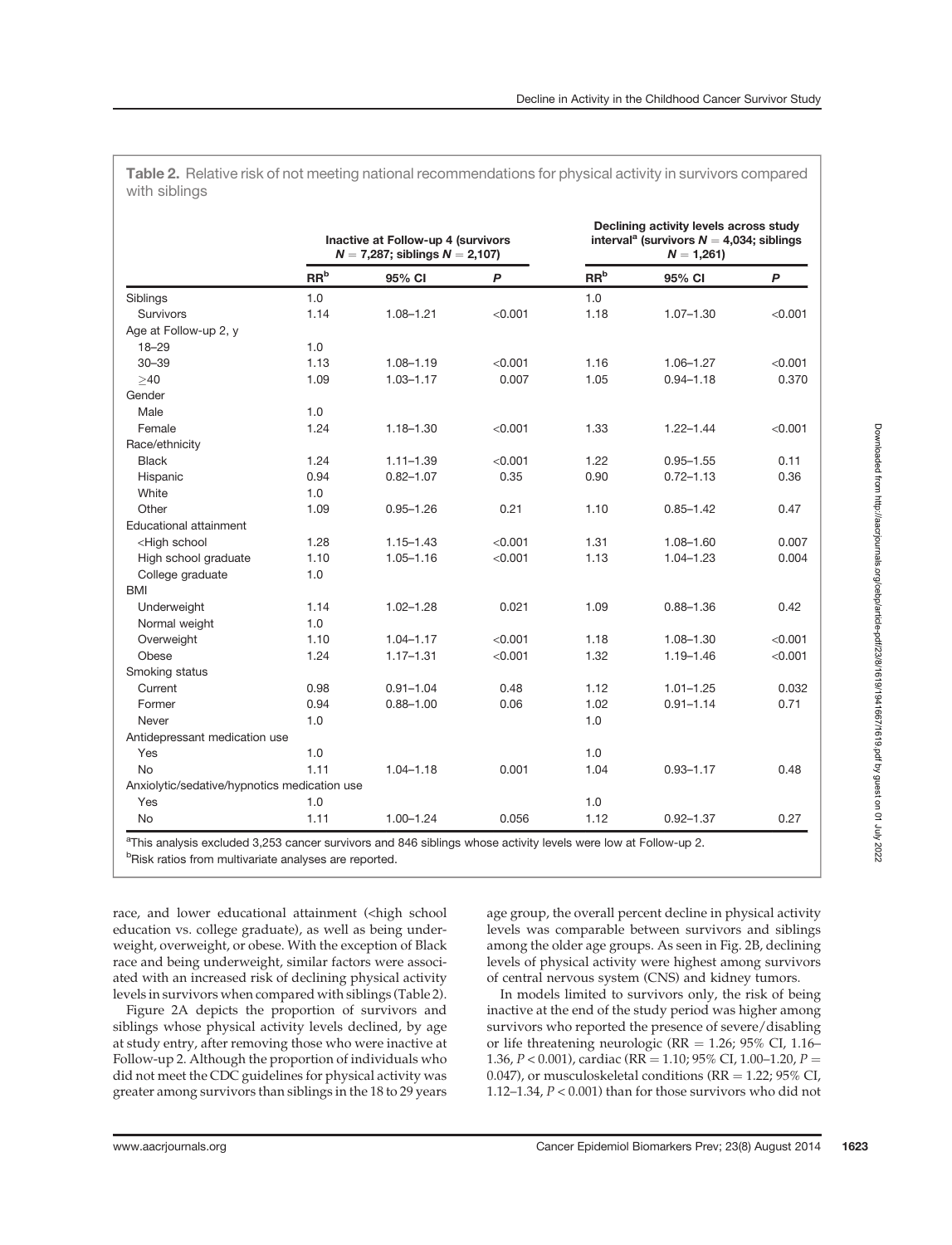**Table 2.** Relative risk of not meeting national recommendations for physical activity in survivors compared with siblings

| | Inactive at Follow-up 4 (survivors $N = 7,287$; siblings $N = 2,107$) | | | Declining activity levels across study interval[a] (survivors $N = 4,034$; siblings $N = 1,261$) | | |
|---|---|---|---|---|---|---|
| | RR[b] | 95% CI | $P$ | RR[b] | 95% CI | $P$ |
| Siblings | 1.0 | | | 1.0 | | |
| Survivors | 1.14 | 1.08–1.21 | <0.001 | 1.18 | 1.07–1.30 | <0.001 |
| Age at Follow-up 2, y | | | | | | |
| 18–29 | 1.0 | | | | | |
| 30–39 | 1.13 | 1.08–1.19 | <0.001 | 1.16 | 1.06–1.27 | <0.001 |
| ≥40 | 1.09 | 1.03–1.17 | 0.007 | 1.05 | 0.94–1.18 | 0.370 |
| Gender | | | | | | |
| Male | 1.0 | | | | | |
| Female | 1.24 | 1.18–1.30 | <0.001 | 1.33 | 1.22–1.44 | <0.001 |
| Race/ethnicity | | | | | | |
| Black | 1.24 | 1.11–1.39 | <0.001 | 1.22 | 0.95–1.55 | 0.11 |
| Hispanic | 0.94 | 0.82–1.07 | 0.35 | 0.90 | 0.72–1.13 | 0.36 |
| White | 1.0 | | | | | |
| Other | 1.09 | 0.95–1.26 | 0.21 | 1.10 | 0.85–1.42 | 0.47 |
| Educational attainment | | | | | | |
| <High school | 1.28 | 1.15–1.43 | <0.001 | 1.31 | 1.08–1.60 | 0.007 |
| High school graduate | 1.10 | 1.05–1.16 | <0.001 | 1.13 | 1.04–1.23 | 0.004 |
| College graduate | 1.0 | | | | | |
| BMI | | | | | | |
| Underweight | 1.14 | 1.02–1.28 | 0.021 | 1.09 | 0.88–1.36 | 0.42 |
| Normal weight | 1.0 | | | | | |
| Overweight | 1.10 | 1.04–1.17 | <0.001 | 1.18 | 1.08–1.30 | <0.001 |
| Obese | 1.24 | 1.17–1.31 | <0.001 | 1.32 | 1.19–1.46 | <0.001 |
| Smoking status | | | | | | |
| Current | 0.98 | 0.91–1.04 | 0.48 | 1.12 | 1.01–1.25 | 0.032 |
| Former | 0.94 | 0.88–1.00 | 0.06 | 1.02 | 0.91–1.14 | 0.71 |
| Never | 1.0 | | | 1.0 | | |
| Antidepressant medication use | | | | | | |
| Yes | 1.0 | | | 1.0 | | |
| No | 1.11 | 1.04–1.18 | 0.001 | 1.04 | 0.93–1.17 | 0.48 |
| Anxiolytic/sedative/hypnotics medication use | | | | | | |
| Yes | 1.0 | | | 1.0 | | |
| No | 1.11 | 1.00–1.24 | 0.056 | 1.12 | 0.92–1.37 | 0.27 |

[a]This analysis excluded 3,253 cancer survivors and 846 siblings whose activity levels were low at Follow-up 2.
[b]Risk ratios from multivariate analyses are reported.

race, and lower educational attainment (<high school education vs. college graduate), as well as being underweight, overweight, or obese. With the exception of Black race and being underweight, similar factors were associated with an increased risk of declining physical activity levels in survivors when compared with siblings (Table 2).

Figure 2A depicts the proportion of survivors and siblings whose physical activity levels declined, by age at study entry, after removing those who were inactive at Follow-up 2. Although the proportion of individuals who did not meet the CDC guidelines for physical activity was greater among survivors than siblings in the 18 to 29 years age group, the overall percent decline in physical activity levels was comparable between survivors and siblings among the older age groups. As seen in Fig. 2B, declining levels of physical activity were highest among survivors of central nervous system (CNS) and kidney tumors.

In models limited to survivors only, the risk of being inactive at the end of the study period was higher among survivors who reported the presence of severe/disabling or life threatening neurologic (RR = 1.26; 95% CI, 1.16–1.36, $P < 0.001$), cardiac (RR = 1.10; 95% CI, 1.00–1.20, $P = 0.047$), or musculoskeletal conditions (RR = 1.22; 95% CI, 1.12–1.34, $P < 0.001$) than for those survivors who did not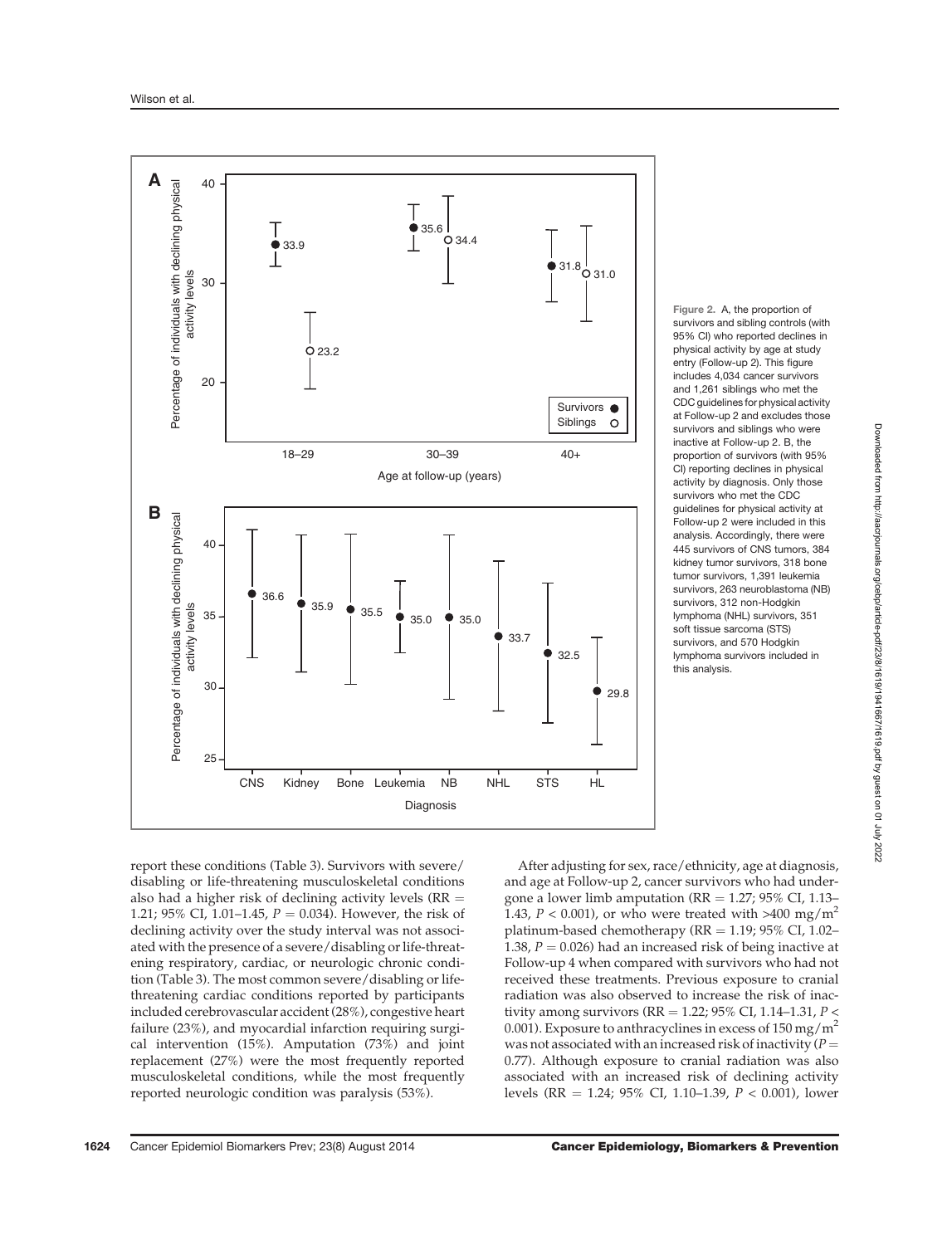**Figure 2.** A, the proportion of survivors and sibling controls (with 95% CI) who reported declines in physical activity by age at study entry (Follow-up 2). This figure includes 4,034 cancer survivors and 1,261 siblings who met the CDC guidelines for physical activity at Follow-up 2 and excludes those survivors and siblings who were inactive at Follow-up 2. B, the proportion of survivors (with 95% CI) reporting declines in physical activity by diagnosis. Only those survivors who met the CDC guidelines for physical activity at Follow-up 2 were included in this analysis. Accordingly, there were 445 survivors of CNS tumors, 384 kidney tumor survivors, 318 bone tumor survivors, 1,391 leukemia survivors, 263 neuroblastoma (NB) survivors, 312 non-Hodgkin lymphoma (NHL) survivors, 351 soft tissue sarcoma (STS) survivors, and 570 Hodgkin lymphoma survivors included in this analysis.

report these conditions (Table 3). Survivors with severe/disabling or life-threatening musculoskeletal conditions also had a higher risk of declining activity levels (RR = 1.21; 95% CI, 1.01–1.45, $P = 0.034$). However, the risk of declining activity over the study interval was not associated with the presence of a severe/disabling or life-threatening respiratory, cardiac, or neurologic chronic condition (Table 3). The most common severe/disabling or life-threatening cardiac conditions reported by participants included cerebrovascular accident (28%), congestive heart failure (23%), and myocardial infarction requiring surgical intervention (15%). Amputation (73%) and joint replacement (27%) were the most frequently reported musculoskeletal conditions, while the most frequently reported neurologic condition was paralysis (53%).

After adjusting for sex, race/ethnicity, age at diagnosis, and age at Follow-up 2, cancer survivors who had undergone a lower limb amputation (RR = 1.27; 95% CI, 1.13–1.43, $P < 0.001$), or who were treated with >400 $mg/m^2$ platinum-based chemotherapy (RR = 1.19; 95% CI, 1.02–1.38, $P = 0.026$) had an increased risk of being inactive at Follow-up 4 when compared with survivors who had not received these treatments. Previous exposure to cranial radiation was also observed to increase the risk of inactivity among survivors (RR = 1.22; 95% CI, 1.14–1.31, $P < 0.001$). Exposure to anthracyclines in excess of 150 $mg/m^2$ was not associated with an increased risk of inactivity ($P = 0.77$). Although exposure to cranial radiation was also associated with an increased risk of declining activity levels (RR = 1.24; 95% CI, 1.10–1.39, $P < 0.001$), lower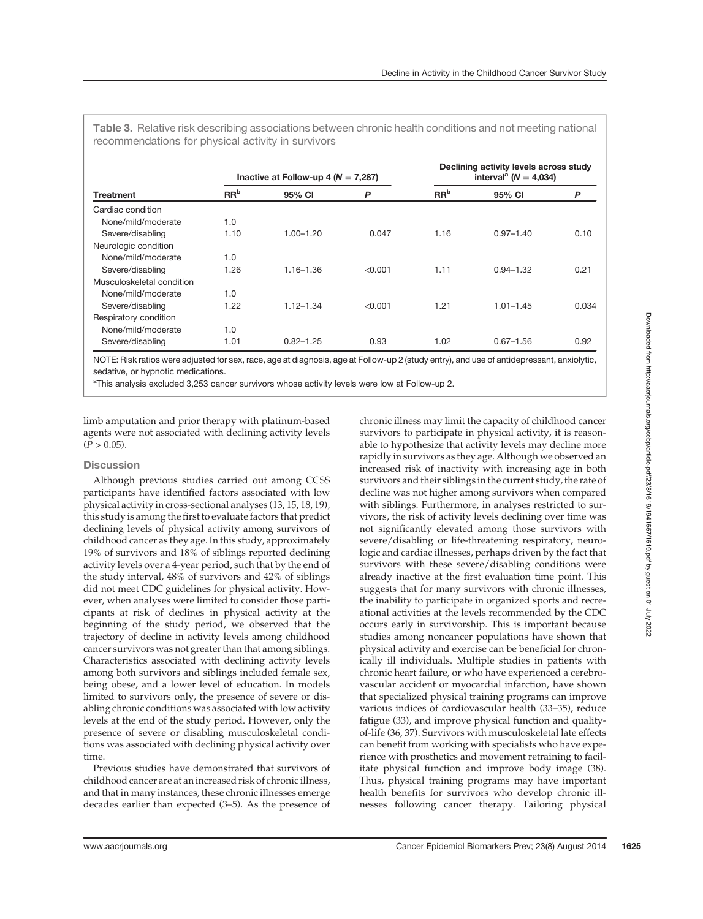**Table 3.** Relative risk describing associations between chronic health conditions and not meeting national recommendations for physical activity in survivors

| Treatment | Inactive at Follow-up 4 ($N = 7,287$) | | | Declining activity levels across study interval[a] ($N = 4,034$) | | |
|---|---|---|---|---|---|---|
| | RR[b] | 95% CI | $P$ | RR[b] | 95% CI | $P$ |
| Cardiac condition | | | | | | |
| None/mild/moderate | 1.0 | | | | | |
| Severe/disabling | 1.10 | 1.00–1.20 | 0.047 | 1.16 | 0.97–1.40 | 0.10 |
| Neurologic condition | | | | | | |
| None/mild/moderate | 1.0 | | | | | |
| Severe/disabling | 1.26 | 1.16–1.36 | <0.001 | 1.11 | 0.94–1.32 | 0.21 |
| Musculoskeletal condition | | | | | | |
| None/mild/moderate | 1.0 | | | | | |
| Severe/disabling | 1.22 | 1.12–1.34 | <0.001 | 1.21 | 1.01–1.45 | 0.034 |
| Respiratory condition | | | | | | |
| None/mild/moderate | 1.0 | | | | | |
| Severe/disabling | 1.01 | 0.82–1.25 | 0.93 | 1.02 | 0.67–1.56 | 0.92 |

NOTE: Risk ratios were adjusted for sex, race, age at diagnosis, age at Follow-up 2 (study entry), and use of antidepressant, anxiolytic, sedative, or hypnotic medications.

[a]This analysis excluded 3,253 cancer survivors whose activity levels were low at Follow-up 2.

limb amputation and prior therapy with platinum-based agents were not associated with declining activity levels ($P > 0.05$).

## Discussion

Although previous studies carried out among CCSS participants have identified factors associated with low physical activity in cross-sectional analyses (13, 15, 18, 19), this study is among the first to evaluate factors that predict declining levels of physical activity among survivors of childhood cancer as they age. In this study, approximately 19% of survivors and 18% of siblings reported declining activity levels over a 4-year period, such that by the end of the study interval, 48% of survivors and 42% of siblings did not meet CDC guidelines for physical activity. However, when analyses were limited to consider those participants at risk of declines in physical activity at the beginning of the study period, we observed that the trajectory of decline in activity levels among childhood cancer survivors was not greater than that among siblings. Characteristics associated with declining activity levels among both survivors and siblings included female sex, being obese, and a lower level of education. In models limited to survivors only, the presence of severe or disabling chronic conditions was associated with low activity levels at the end of the study period. However, only the presence of severe or disabling musculoskeletal conditions was associated with declining physical activity over time.

Previous studies have demonstrated that survivors of childhood cancer are at an increased risk of chronic illness, and that in many instances, these chronic illnesses emerge decades earlier than expected (3–5). As the presence of chronic illness may limit the capacity of childhood cancer survivors to participate in physical activity, it is reasonable to hypothesize that activity levels may decline more rapidly in survivors as they age. Although we observed an increased risk of inactivity with increasing age in both survivors and their siblings in the current study, the rate of decline was not higher among survivors when compared with siblings. Furthermore, in analyses restricted to survivors, the risk of activity levels declining over time was not significantly elevated among those survivors with severe/disabling or life-threatening respiratory, neurologic and cardiac illnesses, perhaps driven by the fact that survivors with these severe/disabling conditions were already inactive at the first evaluation time point. This suggests that for many survivors with chronic illnesses, the inability to participate in organized sports and recreational activities at the levels recommended by the CDC occurs early in survivorship. This is important because studies among noncancer populations have shown that physical activity and exercise can be beneficial for chronically ill individuals. Multiple studies in patients with chronic heart failure, or who have experienced a cerebrovascular accident or myocardial infarction, have shown that specialized physical training programs can improve various indices of cardiovascular health (33–35), reduce fatigue (33), and improve physical function and quality-of-life (36, 37). Survivors with musculoskeletal late effects can benefit from working with specialists who have experience with prosthetics and movement retraining to facilitate physical function and improve body image (38). Thus, physical training programs may have important health benefits for survivors who develop chronic illnesses following cancer therapy. Tailoring physical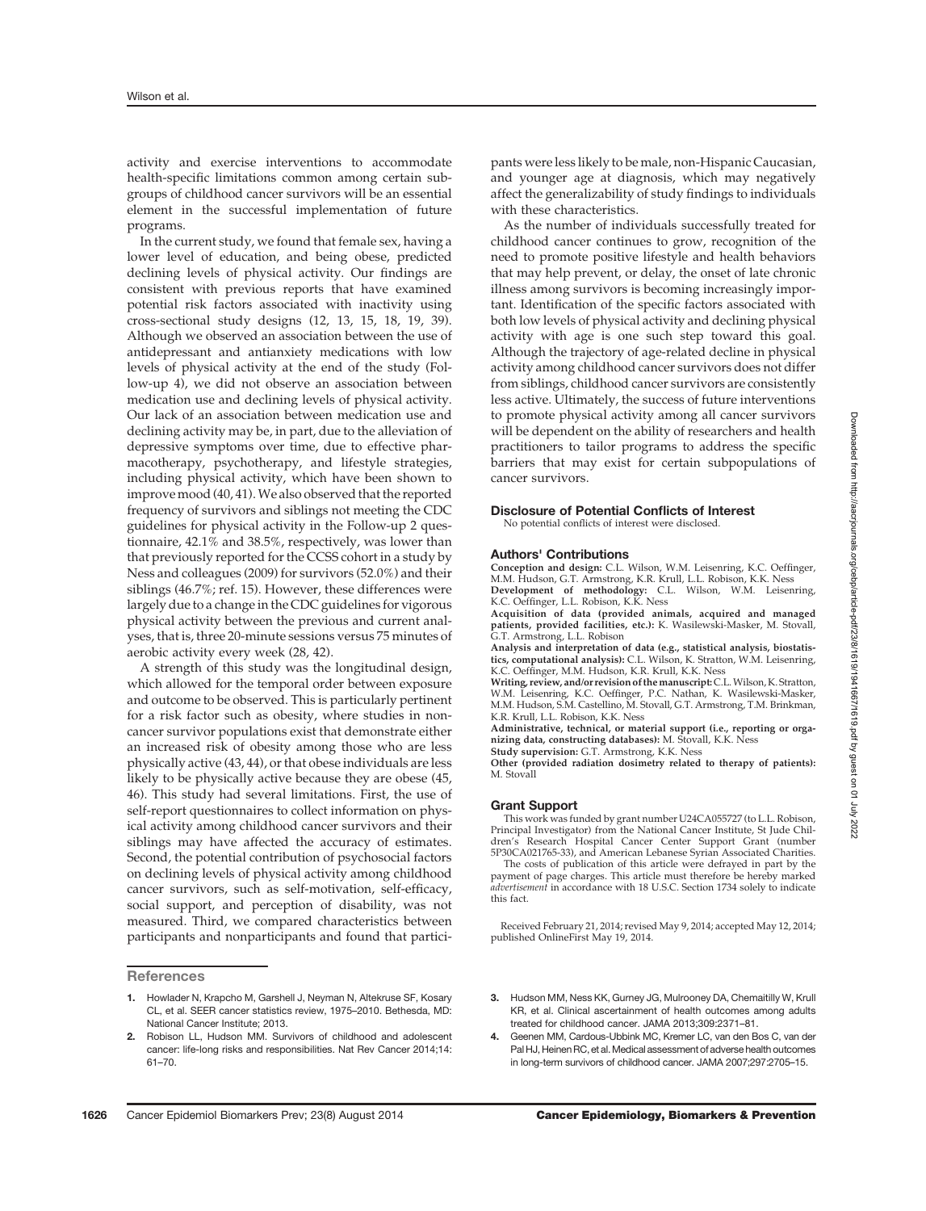activity and exercise interventions to accommodate health-specific limitations common among certain subgroups of childhood cancer survivors will be an essential element in the successful implementation of future programs.

In the current study, we found that female sex, having a lower level of education, and being obese, predicted declining levels of physical activity. Our findings are consistent with previous reports that have examined potential risk factors associated with inactivity using cross-sectional study designs (12, 13, 15, 18, 19, 39). Although we observed an association between the use of antidepressant and antianxiety medications with low levels of physical activity at the end of the study (Follow-up 4), we did not observe an association between medication use and declining levels of physical activity. Our lack of an association between medication use and declining activity may be, in part, due to the alleviation of depressive symptoms over time, due to effective pharmacotherapy, psychotherapy, and lifestyle strategies, including physical activity, which have been shown to improve mood (40, 41). We also observed that the reported frequency of survivors and siblings not meeting the CDC guidelines for physical activity in the Follow-up 2 questionnaire, 42.1% and 38.5%, respectively, was lower than that previously reported for the CCSS cohort in a study by Ness and colleagues (2009) for survivors (52.0%) and their siblings (46.7%; ref. 15). However, these differences were largely due to a change in the CDC guidelines for vigorous physical activity between the previous and current analyses, that is, three 20-minute sessions versus 75 minutes of aerobic activity every week (28, 42).

A strength of this study was the longitudinal design, which allowed for the temporal order between exposure and outcome to be observed. This is particularly pertinent for a risk factor such as obesity, where studies in non-cancer survivor populations exist that demonstrate either an increased risk of obesity among those who are less physically active (43, 44), or that obese individuals are less likely to be physically active because they are obese (45, 46). This study had several limitations. First, the use of self-report questionnaires to collect information on physical activity among childhood cancer survivors and their siblings may have affected the accuracy of estimates. Second, the potential contribution of psychosocial factors on declining levels of physical activity among childhood cancer survivors, such as self-motivation, self-efficacy, social support, and perception of disability, was not measured. Third, we compared characteristics between participants and nonparticipants and found that participants were less likely to be male, non-Hispanic Caucasian, and younger age at diagnosis, which may negatively affect the generalizability of study findings to individuals with these characteristics.

As the number of individuals successfully treated for childhood cancer continues to grow, recognition of the need to promote positive lifestyle and health behaviors that may help prevent, or delay, the onset of late chronic illness among survivors is becoming increasingly important. Identification of the specific factors associated with both low levels of physical activity and declining physical activity with age is one such step toward this goal. Although the trajectory of age-related decline in physical activity among childhood cancer survivors does not differ from siblings, childhood cancer survivors are consistently less active. Ultimately, the success of future interventions to promote physical activity among all cancer survivors will be dependent on the ability of researchers and health practitioners to tailor programs to address the specific barriers that may exist for certain subpopulations of cancer survivors.

## Disclosure of Potential Conflicts of Interest

No potential conflicts of interest were disclosed.

## Authors' Contributions

**Conception and design:** C.L. Wilson, W.M. Leisenring, K.C. Oeffinger, M.M. Hudson, G.T. Armstrong, K.R. Krull, L.L. Robison, K.K. Ness

**Development of methodology:** C.L. Wilson, W.M. Leisenring, K.C. Oeffinger, L.L. Robison, K.K. Ness

**Acquisition of data (provided animals, acquired and managed patients, provided facilities, etc.):** K. Wasilewski-Masker, M. Stovall, G.T. Armstrong, L.L. Robison

**Analysis and interpretation of data (e.g., statistical analysis, biostatistics, computational analysis):** C.L. Wilson, K. Stratton, W.M. Leisenring, K.C. Oeffinger, M.M. Hudson, K.R. Krull, K.K. Ness

**Writing, review, and/or revision of the manuscript:** C.L. Wilson, K. Stratton, W.M. Leisenring, K.C. Oeffinger, P.C. Nathan, K. Wasilewski-Masker, M.M. Hudson, S.M. Castellino, M. Stovall, G.T. Armstrong, T.M. Brinkman, K.R. Krull, L.L. Robison, K.K. Ness

**Administrative, technical, or material support (i.e., reporting or organizing data, constructing databases):** M. Stovall, K.K. Ness

**Study supervision:** G.T. Armstrong, K.K. Ness

**Other (provided radiation dosimetry related to therapy of patients):** M. Stovall

## Grant Support

This work was funded by grant number U24CA055727 (to L.L. Robison, Principal Investigator) from the National Cancer Institute, St Jude Children's Research Hospital Cancer Center Support Grant (number 5P30CA021765-33), and American Lebanese Syrian Associated Charities.

The costs of publication of this article were defrayed in part by the payment of page charges. This article must therefore be hereby marked *advertisement* in accordance with 18 U.S.C. Section 1734 solely to indicate this fact.

Received February 21, 2014; revised May 9, 2014; accepted May 12, 2014; published OnlineFirst May 19, 2014.

## References

1. Howlader N, Krapcho M, Garshell J, Neyman N, Altekruse SF, Kosary CL, et al. SEER cancer statistics review, 1975–2010. Bethesda, MD: National Cancer Institute; 2013.
2. Robison LL, Hudson MM. Survivors of childhood and adolescent cancer: life-long risks and responsibilities. Nat Rev Cancer 2014;14:61–70.
3. Hudson MM, Ness KK, Gurney JG, Mulrooney DA, Chemaitilly W, Krull KR, et al. Clinical ascertainment of health outcomes among adults treated for childhood cancer. JAMA 2013;309:2371–81.
4. Geenen MM, Cardous-Ubbink MC, Kremer LC, van den Bos C, van der Pal HJ, Heinen RC, et al. Medical assessment of adverse health outcomes in long-term survivors of childhood cancer. JAMA 2007;297:2705–15.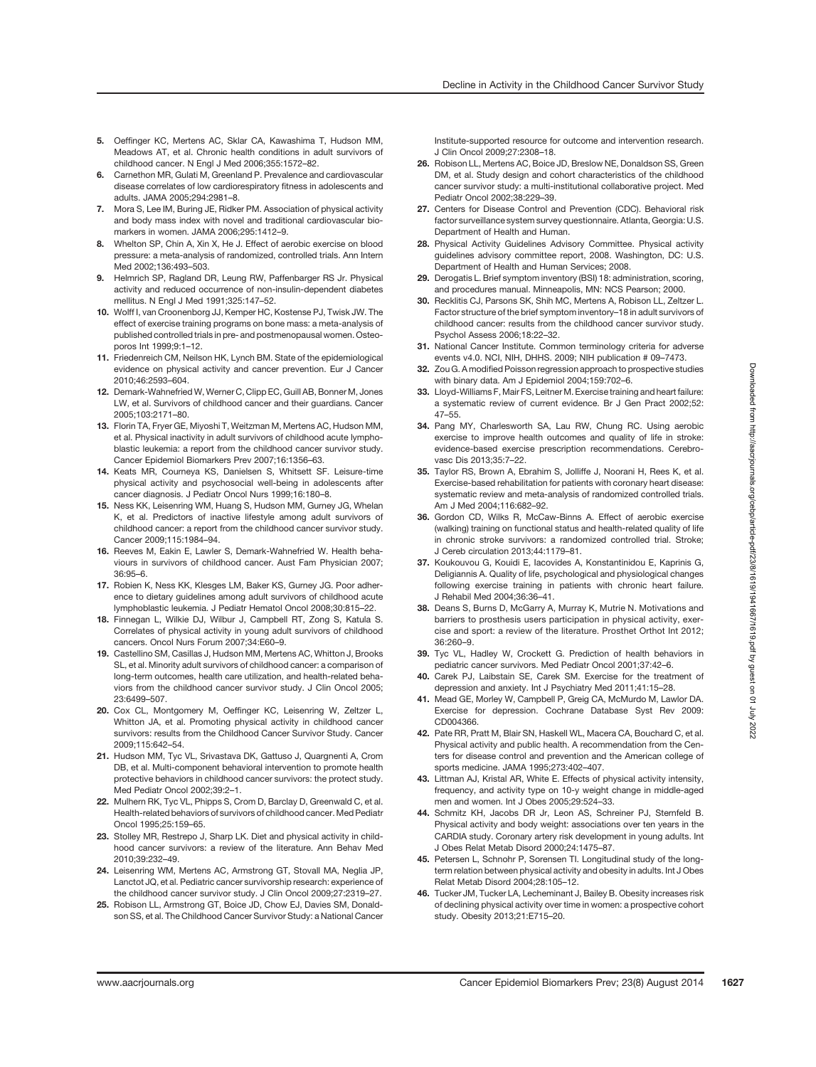5. Oeffinger KC, Mertens AC, Sklar CA, Kawashima T, Hudson MM, Meadows AT, et al. Chronic health conditions in adult survivors of childhood cancer. N Engl J Med 2006;355:1572–82.
6. Carnethon MR, Gulati M, Greenland P. Prevalence and cardiovascular disease correlates of low cardiorespiratory fitness in adolescents and adults. JAMA 2005;294:2981–8.
7. Mora S, Lee IM, Buring JE, Ridker PM. Association of physical activity and body mass index with novel and traditional cardiovascular biomarkers in women. JAMA 2006;295:1412–9.
8. Whelton SP, Chin A, Xin X, He J. Effect of aerobic exercise on blood pressure: a meta-analysis of randomized, controlled trials. Ann Intern Med 2002;136:493–503.
9. Helmrich SP, Ragland DR, Leung RW, Paffenbarger RS Jr. Physical activity and reduced occurrence of non-insulin-dependent diabetes mellitus. N Engl J Med 1991;325:147–52.
10. Wolff I, van Croonenborg JJ, Kemper HC, Kostense PJ, Twisk JW. The effect of exercise training programs on bone mass: a meta-analysis of published controlled trials in pre- and postmenopausal women. Osteoporos Int 1999;9:1–12.
11. Friedenreich CM, Neilson HK, Lynch BM. State of the epidemiological evidence on physical activity and cancer prevention. Eur J Cancer 2010;46:2593–604.
12. Demark-Wahnefried W, Werner C, Clipp EC, Guill AB, Bonner M, Jones LW, et al. Survivors of childhood cancer and their guardians. Cancer 2005;103:2171–80.
13. Florin TA, Fryer GE, Miyoshi T, Weitzman M, Mertens AC, Hudson MM, et al. Physical inactivity in adult survivors of childhood acute lymphoblastic leukemia: a report from the childhood cancer survivor study. Cancer Epidemiol Biomarkers Prev 2007;16:1356–63.
14. Keats MR, Courneya KS, Danielsen S, Whitsett SF. Leisure-time physical activity and psychosocial well-being in adolescents after cancer diagnosis. J Pediatr Oncol Nurs 1999;16:180–8.
15. Ness KK, Leisenring WM, Huang S, Hudson MM, Gurney JG, Whelan K, et al. Predictors of inactive lifestyle among adult survivors of childhood cancer: a report from the childhood cancer survivor study. Cancer 2009;115:1984–94.
16. Reeves M, Eakin E, Lawler S, Demark-Wahnefried W. Health behaviours in survivors of childhood cancer. Aust Fam Physician 2007; 36:95–6.
17. Robien K, Ness KK, Klesges LM, Baker KS, Gurney JG. Poor adherence to dietary guidelines among adult survivors of childhood acute lymphoblastic leukemia. J Pediatr Hematol Oncol 2008;30:815–22.
18. Finnegan L, Wilkie DJ, Wilbur J, Campbell RT, Zong S, Katula S. Correlates of physical activity in young adult survivors of childhood cancers. Oncol Nurs Forum 2007;34:E60–9.
19. Castellino SM, Casillas J, Hudson MM, Mertens AC, Whitton J, Brooks SL, et al. Minority adult survivors of childhood cancer: a comparison of long-term outcomes, health care utilization, and health-related behaviors from the childhood cancer survivor study. J Clin Oncol 2005; 23:6499–507.
20. Cox CL, Montgomery M, Oeffinger KC, Leisenring W, Zeltzer L, Whitton JA, et al. Promoting physical activity in childhood cancer survivors: results from the Childhood Cancer Survivor Study. Cancer 2009;115:642–54.
21. Hudson MM, Tyc VL, Srivastava DK, Gattuso J, Quargnenti A, Crom DB, et al. Multi-component behavioral intervention to promote health protective behaviors in childhood cancer survivors: the protect study. Med Pediatr Oncol 2002;39:2–1.
22. Mulhern RK, Tyc VL, Phipps S, Crom D, Barclay D, Greenwald C, et al. Health-related behaviors of survivors of childhood cancer. Med Pediatr Oncol 1995;25:159–65.
23. Stolley MR, Restrepo J, Sharp LK. Diet and physical activity in childhood cancer survivors: a review of the literature. Ann Behav Med 2010;39:232–49.
24. Leisenring WM, Mertens AC, Armstrong GT, Stovall MA, Neglia JP, Lanctot JQ, et al. Pediatric cancer survivorship research: experience of the childhood cancer survivor study. J Clin Oncol 2009;27:2319–27.
25. Robison LL, Armstrong GT, Boice JD, Chow EJ, Davies SM, Donaldson SS, et al. The Childhood Cancer Survivor Study: a National Cancer Institute-supported resource for outcome and intervention research. J Clin Oncol 2009;27:2308–18.
26. Robison LL, Mertens AC, Boice JD, Breslow NE, Donaldson SS, Green DM, et al. Study design and cohort characteristics of the childhood cancer survivor study: a multi-institutional collaborative project. Med Pediatr Oncol 2002;38:229–39.
27. Centers for Disease Control and Prevention (CDC). Behavioral risk factor surveillance system survey questionnaire. Atlanta, Georgia: U.S. Department of Health and Human.
28. Physical Activity Guidelines Advisory Committee. Physical activity guidelines advisory committee report, 2008. Washington, DC: U.S. Department of Health and Human Services; 2008.
29. Derogatis L. Brief symptom inventory (BSI) 18: administration, scoring, and procedures manual. Minneapolis, MN: NCS Pearson; 2000.
30. Recklitis CJ, Parsons SK, Shih MC, Mertens A, Robison LL, Zeltzer L. Factor structure of the brief symptom inventory–18 in adult survivors of childhood cancer: results from the childhood cancer survivor study. Psychol Assess 2006;18:22–32.
31. National Cancer Institute. Common terminology criteria for adverse events v4.0. NCI, NIH, DHHS. 2009; NIH publication # 09–7473.
32. Zou G. A modified Poisson regression approach to prospective studies with binary data. Am J Epidemiol 2004;159:702–6.
33. Lloyd-Williams F, Mair FS, Leitner M. Exercise training and heart failure: a systematic review of current evidence. Br J Gen Pract 2002;52: 47–55.
34. Pang MY, Charlesworth SA, Lau RW, Chung RC. Using aerobic exercise to improve health outcomes and quality of life in stroke: evidence-based exercise prescription recommendations. Cerebrovasc Dis 2013;35:7–22.
35. Taylor RS, Brown A, Ebrahim S, Jolliffe J, Noorani H, Rees K, et al. Exercise-based rehabilitation for patients with coronary heart disease: systematic review and meta-analysis of randomized controlled trials. Am J Med 2004;116:682–92.
36. Gordon CD, Wilks R, McCaw-Binns A. Effect of aerobic exercise (walking) training on functional status and health-related quality of life in chronic stroke survivors: a randomized controlled trial. Stroke; J Cereb circulation 2013;44:1179–81.
37. Koukouvou G, Kouidi E, Iacovides A, Konstantinidou E, Kaprinis G, Deligiannis A. Quality of life, psychological and physiological changes following exercise training in patients with chronic heart failure. J Rehabil Med 2004;36:36–41.
38. Deans S, Burns D, McGarry A, Murray K, Mutrie N. Motivations and barriers to prosthesis users participation in physical activity, exercise and sport: a review of the literature. Prosthet Orthot Int 2012; 36:260–9.
39. Tyc VL, Hadley W, Crockett G. Prediction of health behaviors in pediatric cancer survivors. Med Pediatr Oncol 2001;37:42–6.
40. Carek PJ, Laibstain SE, Carek SM. Exercise for the treatment of depression and anxiety. Int J Psychiatry Med 2011;41:15–28.
41. Mead GE, Morley W, Campbell P, Greig CA, McMurdo M, Lawlor DA. Exercise for depression. Cochrane Database Syst Rev 2009: CD004366.
42. Pate RR, Pratt M, Blair SN, Haskell WL, Macera CA, Bouchard C, et al. Physical activity and public health. A recommendation from the Centers for disease control and prevention and the American college of sports medicine. JAMA 1995;273:402–407.
43. Littman AJ, Kristal AR, White E. Effects of physical activity intensity, frequency, and activity type on 10-y weight change in middle-aged men and women. Int J Obes 2005;29:524–33.
44. Schmitz KH, Jacobs DR Jr, Leon AS, Schreiner PJ, Sternfeld B. Physical activity and body weight: associations over ten years in the CARDIA study. Coronary artery risk development in young adults. Int J Obes Relat Metab Disord 2000;24:1475–87.
45. Petersen L, Schnohr P, Sorensen TI. Longitudinal study of the long-term relation between physical activity and obesity in adults. Int J Obes Relat Metab Disord 2004;28:105–12.
46. Tucker JM, Tucker LA, Lecheminant J, Bailey B. Obesity increases risk of declining physical activity over time in women: a prospective cohort study. Obesity 2013;21:E715–20.